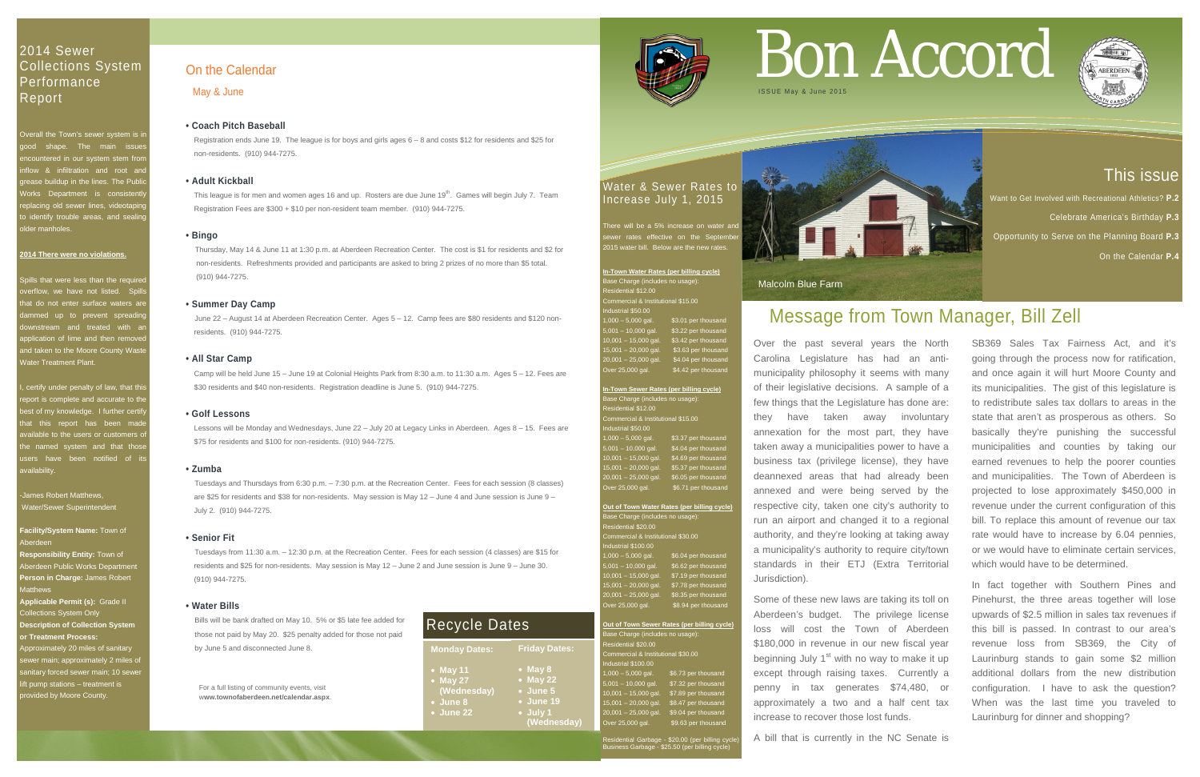# Bon Accord

ISSUE May & June 2015

## This issue

Want to Get Involved with Recreational Athletics? **P.2**

Celebrate America's Birthday **P.3**

Opportunity to Serve on the Planning Board **P.3**

On the Calendar **P.4**

Malcolm Blue Farm

## Message from Town Manager, Bill Zell

Over the past several years the North Carolina Legislature has had an anti-municipality philosophy it seems with many of their legislative decisions. A sample of a few things that the Legislature has done are: they have taken away involuntary annexation for the most part, they have taken away a municipalities power to have a business tax (privilege license), they have deannexed areas that had already been annexed and were being served by the respective city, taken one city's authority to run an airport and changed it to a regional authority, and they're looking at taking away a municipality's authority to require city/town standards in their ETJ (Extra Territorial Jurisdiction).

Some of these new laws are taking its toll on Aberdeen's budget. The privilege license loss will cost the Town of Aberdeen $180,000 in revenue in our new fiscal year beginning July 1st with no way to make it up except through raising taxes. Currently a penny in tax generates $74,480, or approximately a two and a half cent tax increase to recover those lost funds.

A bill that is currently in the NC Senate is SB369 Sales Tax Fairness Act, and it's going through the process now for ratification, and once again it will hurt Moore County and its municipalities. The gist of this legislature is to redistribute sales tax dollars to areas in the state that aren't as prosperous as others. So basically they're punishing the successful municipalities and counties by taking our earned revenues to help the poorer counties and municipalities. The Town of Aberdeen is projected to lose approximately $450,000 in revenue under the current configuration of this bill. To replace this amount of revenue our tax rate would have to increase by 6.04 pennies, or we would have to eliminate certain services, which would have to be determined.

In fact together with Southern Pines and Pinehurst, the three areas together will lose upwards of $2.5 million in sales tax revenues if this bill is passed. In contrast to our area's revenue loss from SB369, the City of Laurinburg stands to gain some $2 million additional dollars from the new distribution configuration. I have to ask the question? When was the last time you traveled to Laurinburg for dinner and shopping?

## Water & Sewer Rates to Increase July 1, 2015

There will be a 5% increase on water and sewer rates effective on the September 2015 water bill. Below are the new rates.

**In-Town Water Rates (per billing cycle)**

Base Charge (includes no usage):
Residential $12.00
Commercial & Institutional $15.00
Industrial $50.00

| Usage | Rate |
|---|---|
| 1,000 – 5,000 gal. | $3.01 per thousand |
| 5,001 – 10,000 gal. | $3.22 per thousand |
| 10,001 – 15,000 gal. | $3.42 per thousand |
| 15,001 – 20,000 gal. | $3.63 per thousand |
| 20,001 – 25,000 gal. | $4.04 per thousand |
| Over 25,000 gal. | $4.42 per thousand |

**In-Town Sewer Rates (per billing cycle)**

Base Charge (includes no usage):
Residential $12.00
Commercial & Institutional $15.00
Industrial $50.00

| Usage | Rate |
|---|---|
| 1,000 – 5,000 gal. | $3.37 per thousand |
| 5,001 – 10,000 gal. | $4.04 per thousand |
| 10,001 – 15,000 gal. | $4.69 per thousand |
| 15,001 – 20,000 gal. | $5.37 per thousand |
| 20,001 – 25,000 gal. | $6.05 per thousand |
| Over 25,000 gal. | $6.71 per thousand |

**Out of Town Water Rates (per billing cycle)**

Base Charge (includes no usage):
Residential $20.00
Commercial & Institutional $30.00
Industrial $100.00

| Usage | Rate |
|---|---|
| 1,000 – 5,000 gal. | $6.04 per thousand |
| 5,001 – 10,000 gal. | $6.62 per thousand |
| 10,001 – 15,000 gal. | $7.19 per thousand |
| 15,001 – 20,000 gal. | $7.78 per thousand |
| 20,001 – 25,000 gal. | $8.35 per thousand |
| Over 25,000 gal. | $8.94 per thousand |

**Out of Town Sewer Rates (per billing cycle)**

Base Charge (includes no usage):
Residential $20.00
Commercial & Institutional $30.00
Industrial $100.00

| Usage | Rate |
|---|---|
| 1,000 – 5,000 gal. | $6.73 per thousand |
| 5,001 – 10,000 gal. | $7.32 per thousand |
| 10,001 – 15,000 gal. | $7.89 per thousand |
| 15,001 – 20,000 gal. | $8.47 per thousand |
| 20,001 – 25,000 gal. | $9.04 per thousand |
| Over 25,000 gal. | $9.63 per thousand |

Residential Garbage - $20.00 (per billing cycle)
Business Garbage - $25.50 (per billing cycle)

## 2014 Sewer Collections System Performance Report

Overall the Town's sewer system is in good shape. The main issues encountered in our system stem from inflow & infiltration and root and grease buildup in the lines. The Public Works Department is consistently replacing old sewer lines, videotaping to identify trouble areas, and sealing older manholes.

**2014 There were no violations.**

Spills that were less than the required overflow, we have not listed. Spills that do not enter surface waters are dammed up to prevent spreading downstream and treated with an application of lime and then removed and taken to the Moore County Waste Water Treatment Plant.

I, certify under penalty of law, that this report is complete and accurate to the best of my knowledge. I further certify that this report has been made available to the users or customers of the named system and that those users have been notified of its availability.

-James Robert Matthews, Water/Sewer Superintendent

**Facility/System Name:** Town of Aberdeen
**Responsibility Entity:** Town of Aberdeen Public Works Department
**Person in Charge:** James Robert Matthews
**Applicable Permit (s):** Grade II Collections System Only
**Description of Collection System or Treatment Process:** Approximately 20 miles of sanitary sewer main; approximately 2 miles of sanitary forced sewer main; 10 sewer lift pump stations – treatment is provided by Moore County.

## On the Calendar

May & June

**• Coach Pitch Baseball**

Registration ends June 19. The league is for boys and girls ages 6 – 8 and costs $12 for residents and $25 for non-residents. (910) 944-7275.

**• Adult Kickball**

This league is for men and women ages 16 and up. Rosters are due June 19th. Games will begin July 7. Team Registration Fees are $300 + $10 per non-resident team member. (910) 944-7275.

**• Bingo**

Thursday, May 14 & June 11 at 1:30 p.m. at Aberdeen Recreation Center. The cost is $1 for residents and $2 for non-residents. Refreshments provided and participants are asked to bring 2 prizes of no more than $5 total. (910) 944-7275.

**• Summer Day Camp**

June 22 – August 14 at Aberdeen Recreation Center. Ages 5 – 12. Camp fees are $80 residents and $120 non-residents. (910) 944-7275.

**• All Star Camp**

Camp will be held June 15 – June 19 at Colonial Heights Park from 8:30 a.m. to 11:30 a.m. Ages 5 – 12. Fees are $30 residents and $40 non-residents. Registration deadline is June 5. (910) 944-7275.

**• Golf Lessons**

Lessons will be Monday and Wednesdays, June 22 – July 20 at Legacy Links in Aberdeen. Ages 8 – 15. Fees are $75 for residents and $100 for non-residents. (910) 944-7275.

**• Zumba**

Tuesdays and Thursdays from 6:30 p.m. – 7:30 p.m. at the Recreation Center. Fees for each session (8 classes) are $25 for residents and $38 for non-residents. May session is May 12 – June 4 and June session is June 9 – July 2. (910) 944-7275.

**• Senior Fit**

Tuesdays from 11:30 a.m. – 12:30 p.m. at the Recreation Center. Fees for each session (4 classes) are $15 for residents and $25 for non-residents. May session is May 12 – June 2 and June session is June 9 – June 30. (910) 944-7275.

**• Water Bills**

Bills will be bank drafted on May 10. 5% or $5 late fee added for those not paid by May 20. $25 penalty added for those not paid by June 5 and disconnected June 8.

For a full listing of community events, visit **www.townofaberdeen.net/calendar.aspx**.

## Recycle Dates

| Monday Dates: | Friday Dates: |
|---|---|
| • May 11 | • May 8 |
| • May 27 (Wednesday) | • May 22 |
| • June 8 | • June 5 |
| • June 22 | • June 19 |
| | • July 1 (Wednesday) |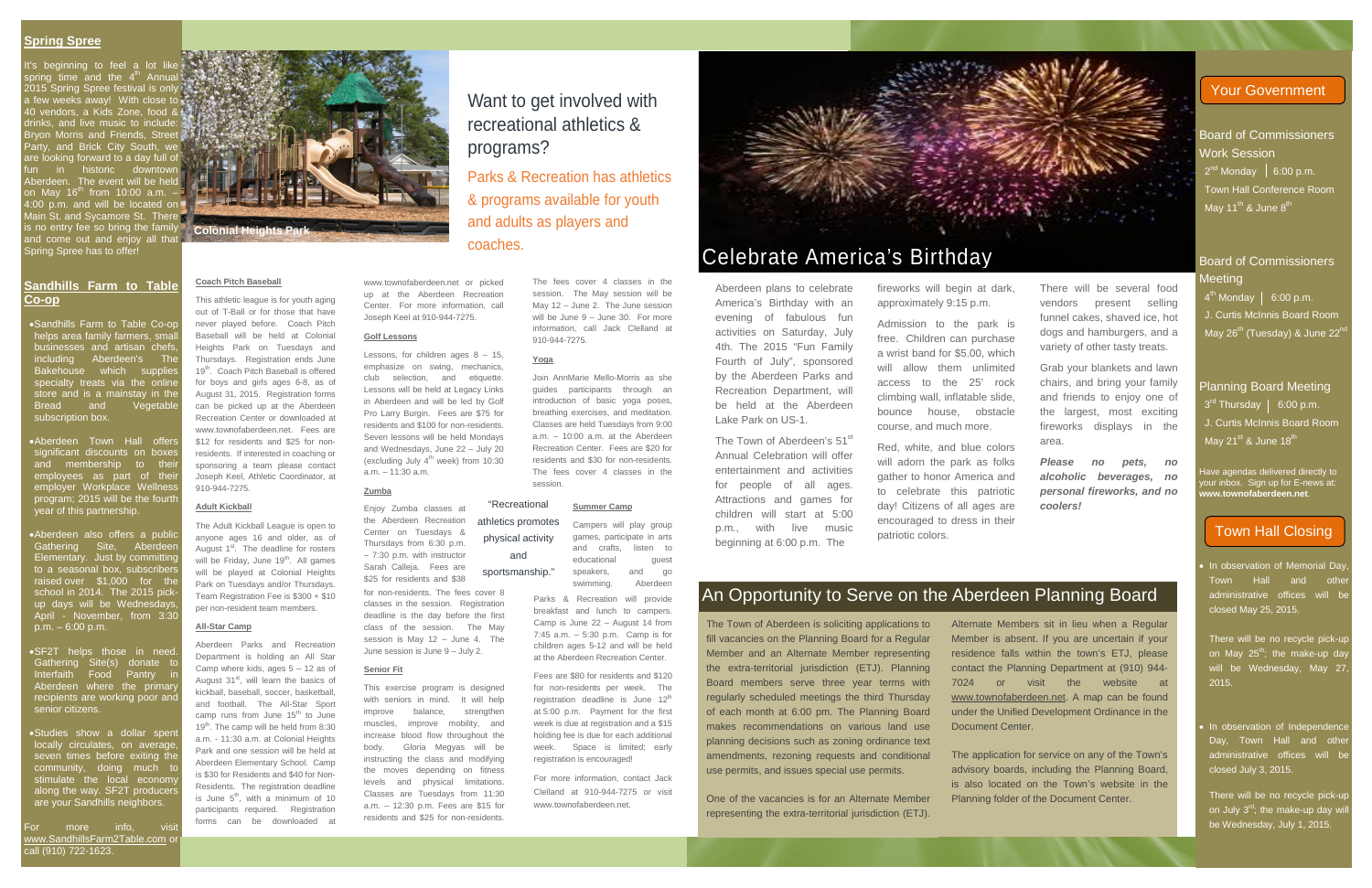## Spring Spree

It's beginning to feel a lot like spring time and the 4th Annual 2015 Spring Spree festival is only a few weeks away! With close to 40 vendors, a Kids Zone, food & drinks, and live music to include: Bryon Morris and Friends, Street Party, and Brick City South, we are looking forward to a day full of fun in historic downtown Aberdeen. The event will be held on May 16th from 10:00 a.m. – 4:00 p.m. and will be located on Main St. and Sycamore St. There is no entry fee so bring the family and come out and enjoy all that Spring Spree has to offer!

Colonial Heights Park

## Sandhills Farm to Table Co-op

- Sandhills Farm to Table Co-op helps area family farmers, small businesses and artisan chefs, including Aberdeen's The Bakehouse which supplies specialty treats via the online store and is a mainstay in the Bread and Vegetable subscription box.
- Aberdeen Town Hall offers significant discounts on boxes and membership to their employees as part of their employer Workplace Wellness program; 2015 will be the fourth year of this partnership.
- Aberdeen also offers a public Gathering Site, Aberdeen Elementary. Just by committing to a seasonal box, subscribers raised over $1,000 for the school in 2014. The 2015 pick-up days will be Wednesdays, April - November, from 3:30 p.m. – 6:00 p.m.
- SF2T helps those in need. Gathering Site(s) donate to Interfaith Food Pantry in Aberdeen where the primary recipients are working poor and senior citizens.
- Studies show a dollar spent locally circulates, on average, seven times before exiting the community, doing much to stimulate the local economy along the way. SF2T producers are your Sandhills neighbors.

For more info, visit www.SandhillsFarm2Table.com or call (910) 722-1623.

# Want to get involved with recreational athletics & programs?

Parks & Recreation has athletics & programs available for youth and adults as players and coaches.

### Coach Pitch Baseball

This athletic league is for youth aging out of T-Ball or for those that have never played before. Coach Pitch Baseball will be held at Colonial Heights Park on Tuesdays and Thursdays. Registration ends June 19th. Coach Pitch Baseball is offered for boys and girls ages 6-8, as of August 31, 2015. Registration forms can be picked up at the Aberdeen Recreation Center or downloaded at www.townofaberdeen.net. Fees are $12 for residents and $25 for non-residents. If interested in coaching or sponsoring a team please contact Joseph Keel, Athletic Coordinator, at 910-944-7275.

### Adult Kickball

The Adult Kickball League is open to anyone ages 16 and older, as of August 1st. The deadline for rosters will be Friday, June 19th. All games will be played at Colonial Heights Park on Tuesdays and/or Thursdays. Team Registration Fee is $300 + $10 per non-resident team members.

### All-Star Camp

Aberdeen Parks and Recreation Department is holding an All Star Camp where kids, ages 5 – 12 as of August 31st, will learn the basics of kickball, baseball, soccer, basketball, and football. The All-Star Sport camp runs from June 15th to June 19th. The camp will be held from 8:30 a.m. - 11:30 a.m. at Colonial Heights Park and one session will be held at Aberdeen Elementary School. Camp is $30 for Residents and $40 for Non-Residents. The registration deadline is June 5th, with a minimum of 10 participants required. Registration forms can be downloaded at www.townofaberdeen.net or picked up at the Aberdeen Recreation Center. For more information, call Joseph Keel at 910-944-7275.

### Golf Lessons

Lessons, for children ages 8 – 15, emphasize on swing, mechanics, club selection, and etiquette. Lessons will be held at Legacy Links in Aberdeen and will be led by Golf Pro Larry Burgin. Fees are $75 for residents and $100 for non-residents. Seven lessons will be held Mondays and Wednesdays, June 22 – July 20 (excluding July 4th week) from 10:30 a.m. – 11:30 a.m.

### Zumba

Enjoy Zumba classes at the Aberdeen Recreation Center on Tuesdays & Thursdays from 6:30 p.m. – 7:30 p.m. with instructor Sarah Calleja. Fees are $25 for residents and $38 for non-residents. The fees cover 8 classes in the session. Registration deadline is the day before the first class of the session. The May session is May 12 – June 4. The June session is June 9 – July 2.

### Senior Fit

This exercise program is designed with seniors in mind. It will help improve balance, strengthen muscles, improve mobility, and increase blood flow throughout the body. Gloria Megyas will be instructing the class and modifying the moves depending on fitness levels and physical limitations. Classes are Tuesdays from 11:30 a.m. – 12:30 p.m. Fees are $15 for residents and $25 for non-residents. The fees cover 4 classes in the session. The May session will be May 12 – June 2. The June session will be June 9 – June 30. For more information, call Jack Clelland at 910-944-7275.

### Yoga

Join AnnMarie Mello-Morris as she guides participants through an introduction of basic yoga poses, breathing exercises, and meditation. Classes are held Tuesdays from 9:00 a.m. – 10:00 a.m. at the Aberdeen Recreation Center. Fees are $20 for residents and $30 for non-residents. The fees cover 4 classes in the session.

"Recreational athletics promotes physical activity and sportsmanship."

### Summer Camp

Campers will play group games, participate in arts and crafts, listen to educational guest speakers, and go swimming. Aberdeen Parks & Recreation will provide breakfast and lunch to campers. Camp is June 22 – August 14 from 7:45 a.m. – 5:30 p.m. Camp is for children ages 5-12 and will be held at the Aberdeen Recreation Center.

Fees are $80 for residents and $120 for non-residents per week. The registration deadline is June 12th at 5:00 p.m. Payment for the first week is due at registration and a $15 holding fee is due for each additional week. Space is limited; early registration is encouraged!

For more information, contact Jack Clelland at 910-944-7275 or visit www.townofaberdeen.net.

# Celebrate America's Birthday

Aberdeen plans to celebrate America's Birthday with an evening of fabulous fun activities on Saturday, July 4th. The 2015 "Fun Family Fourth of July", sponsored by the Aberdeen Parks and Recreation Department, will be held at the Aberdeen Lake Park on US-1.

The Town of Aberdeen's 51st Annual Celebration will offer entertainment and activities for people of all ages. Attractions and games for children will start at 5:00 p.m., with live music beginning at 6:00 p.m. The fireworks will begin at dark, approximately 9:15 p.m.

Admission to the park is free. Children can purchase a wrist band for $5.00, which will allow them unlimited access to the 25' rock climbing wall, inflatable slide, bounce house, obstacle course, and much more.

Red, white, and blue colors will adorn the park as folks gather to honor America and to celebrate this patriotic day! Citizens of all ages are encouraged to dress in their patriotic colors.

There will be several food vendors present selling funnel cakes, shaved ice, hot dogs and hamburgers, and a variety of other tasty treats.

Grab your blankets and lawn chairs, and bring your family and friends to enjoy one of the largest, most exciting fireworks displays in the area.

***Please no pets, no alcoholic beverages, no personal fireworks, and no coolers!***

## An Opportunity to Serve on the Aberdeen Planning Board

The Town of Aberdeen is soliciting applications to fill vacancies on the Planning Board for a Regular Member and an Alternate Member representing the extra-territorial jurisdiction (ETJ). Planning Board members serve three year terms with regularly scheduled meetings the third Thursday of each month at 6:00 pm. The Planning Board makes recommendations on various land use planning decisions such as zoning ordinance text amendments, rezoning requests and conditional use permits, and issues special use permits.

One of the vacancies is for an Alternate Member representing the extra-territorial jurisdiction (ETJ). Alternate Members sit in lieu when a Regular Member is absent. If you are uncertain if your residence falls within the town's ETJ, please contact the Planning Department at (910) 944-7024 or visit the website at www.townofaberdeen.net. A map can be found under the Unified Development Ordinance in the Document Center.

The application for service on any of the Town's advisory boards, including the Planning Board, is also located on the Town's website in the Planning folder of the Document Center.

## Your Government

**Board of Commissioners Work Session**
2nd Monday | 6:00 p.m.
Town Hall Conference Room
May 11th & June 8th

**Board of Commissioners Meeting**
4th Monday | 6:00 p.m.
J. Curtis McInnis Board Room
May 26th (Tuesday) & June 22nd

**Planning Board Meeting**
3rd Thursday | 6:00 p.m.
J. Curtis McInnis Board Room
May 21st & June 18th

Have agendas delivered directly to your inbox. Sign up for E-news at: **www.townofaberdeen.net**.

## Town Hall Closing

- In observation of Memorial Day, Town Hall and other administrative offices will be closed May 25, 2015.

  There will be no recycle pick-up on May 25th; the make-up day will be Wednesday, May 27, 2015.

- In observation of Independence Day, Town Hall and other administrative offices will be closed July 3, 2015.

  There will be no recycle pick-up on July 3rd; the make-up day will be Wednesday, July 1, 2015.